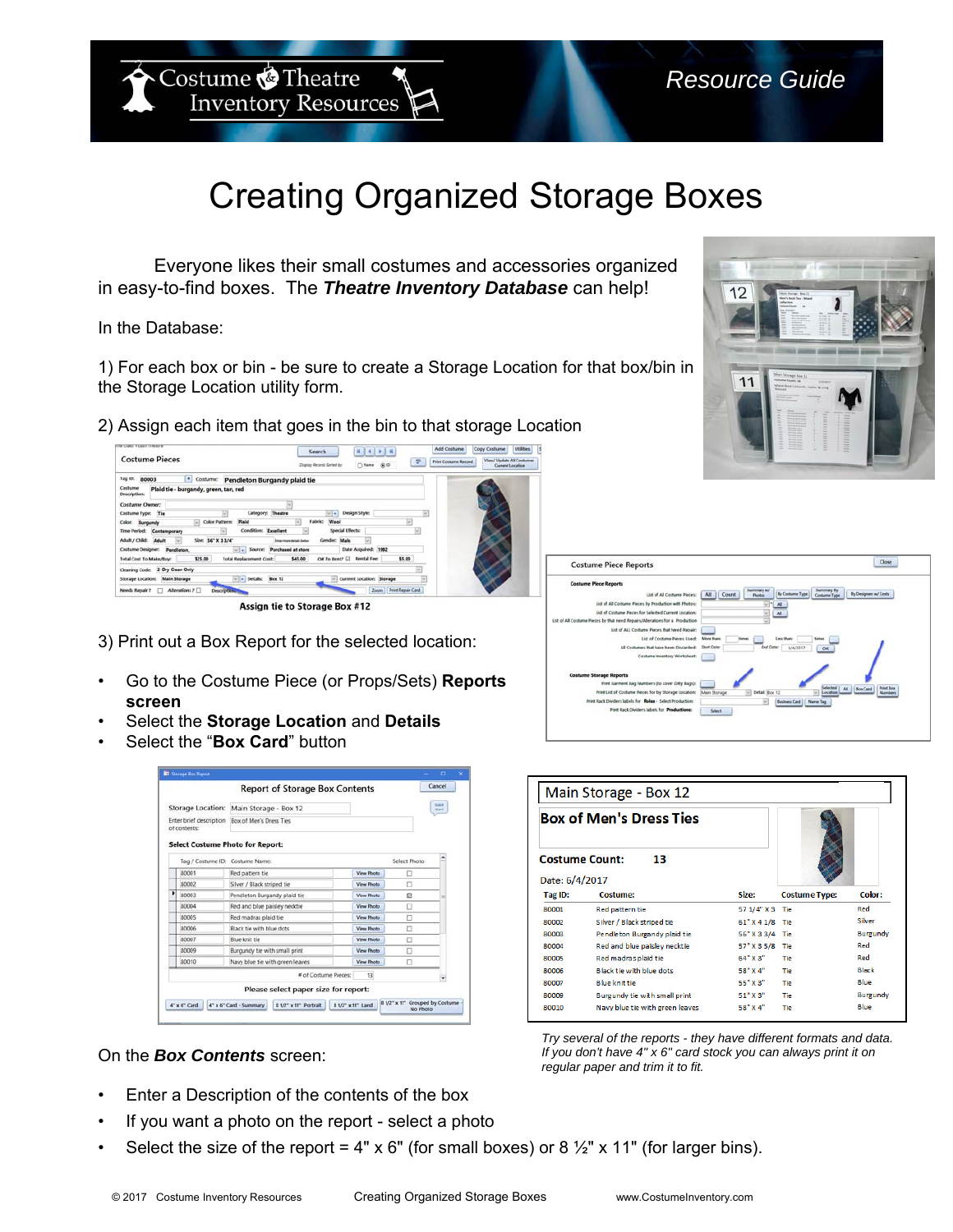# Creating Organized Storage Boxes

Everyone likes their small costumes and accessories organized in easy-to-find boxes. The ***Theatre Inventory Database*** can help!

In the Database:

1) For each box or bin - be sure to create a Storage Location for that box/bin in the Storage Location utility form.

2) Assign each item that goes in the bin to that storage Location

Assign tie to Storage Box #12

3) Print out a Box Report for the selected location:

- Go to the Costume Piece (or Props/Sets) **Reports screen**
- Select the **Storage Location** and **Details**
- Select the "**Box Card**" button

On the ***Box Contents*** screen:

- Enter a Description of the contents of the box
- If you want a photo on the report - select a photo
- Select the size of the report = 4" x 6" (for small boxes) or 8 ½" x 11" (for larger bins).

*Try several of the reports - they have different formats and data. If you don't have 4" x 6" card stock you can always print it on regular paper and trim it to fit.*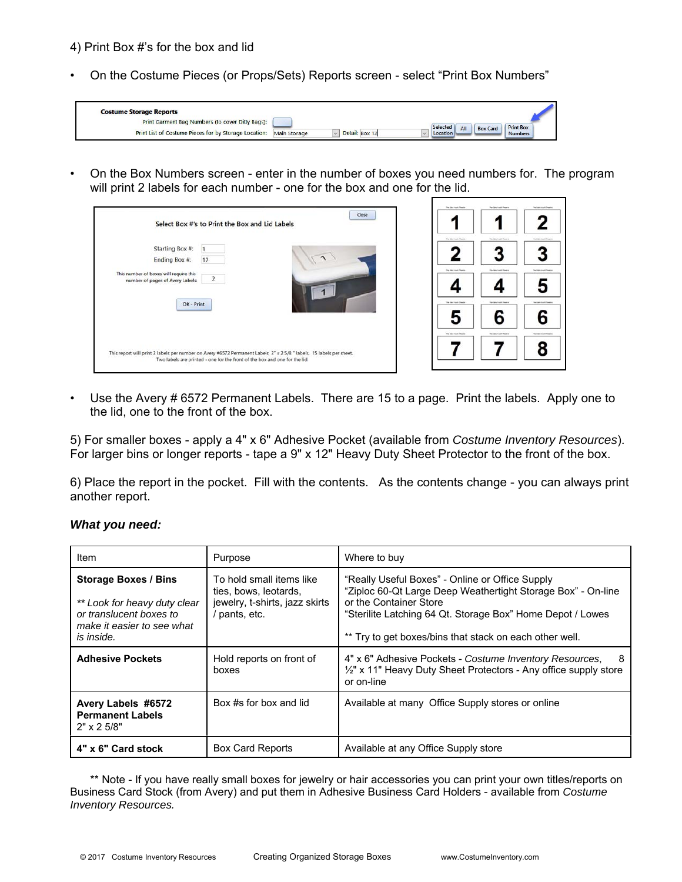4) Print Box #'s for the box and lid

- On the Costume Pieces (or Props/Sets) Reports screen - select "Print Box Numbers"

- On the Box Numbers screen - enter in the number of boxes you need numbers for.  The program will print 2 labels for each number - one for the box and one for the lid.

- Use the Avery # 6572 Permanent Labels.  There are 15 to a page.  Print the labels.  Apply one to the lid, one to the front of the box.

5) For smaller boxes - apply a 4" x 6" Adhesive Pocket (available from *Costume Inventory Resources*). For larger bins or longer reports - tape a 9" x 12" Heavy Duty Sheet Protector to the front of the box.

6) Place the report in the pocket.  Fill with the contents.   As the contents change - you can always print another report.

***What you need:***

| Item | Purpose | Where to buy |
|---|---|---|
| **Storage Boxes / Bins**<br><br>*** Look for heavy duty clear or translucent boxes to make it easier to see what is inside.* | To hold small items like ties, bows, leotards, jewelry, t-shirts, jazz skirts / pants, etc. | "Really Useful Boxes" - Online or Office Supply<br>"Ziploc 60-Qt Large Deep Weathertight Storage Box" - On-line or the Container Store<br>"Sterilite Latching 64 Qt. Storage Box" Home Depot / Lowes<br><br>** Try to get boxes/bins that stack on each other well. |
| **Adhesive Pockets** | Hold reports on front of boxes | 4" x 6" Adhesive Pockets - *Costume Inventory Resources*, 8 ½" x 11" Heavy Duty Sheet Protectors - Any office supply store or on-line |
| **Avery Labels #6572 Permanent Labels**<br>2" x 2 5/8" | Box #s for box and lid | Available at many Office Supply stores or online |
| **4" x 6" Card stock** | Box Card Reports | Available at any Office Supply store |

** Note - If you have really small boxes for jewelry or hair accessories you can print your own titles/reports on Business Card Stock (from Avery) and put them in Adhesive Business Card Holders - available from *Costume Inventory Resources.*